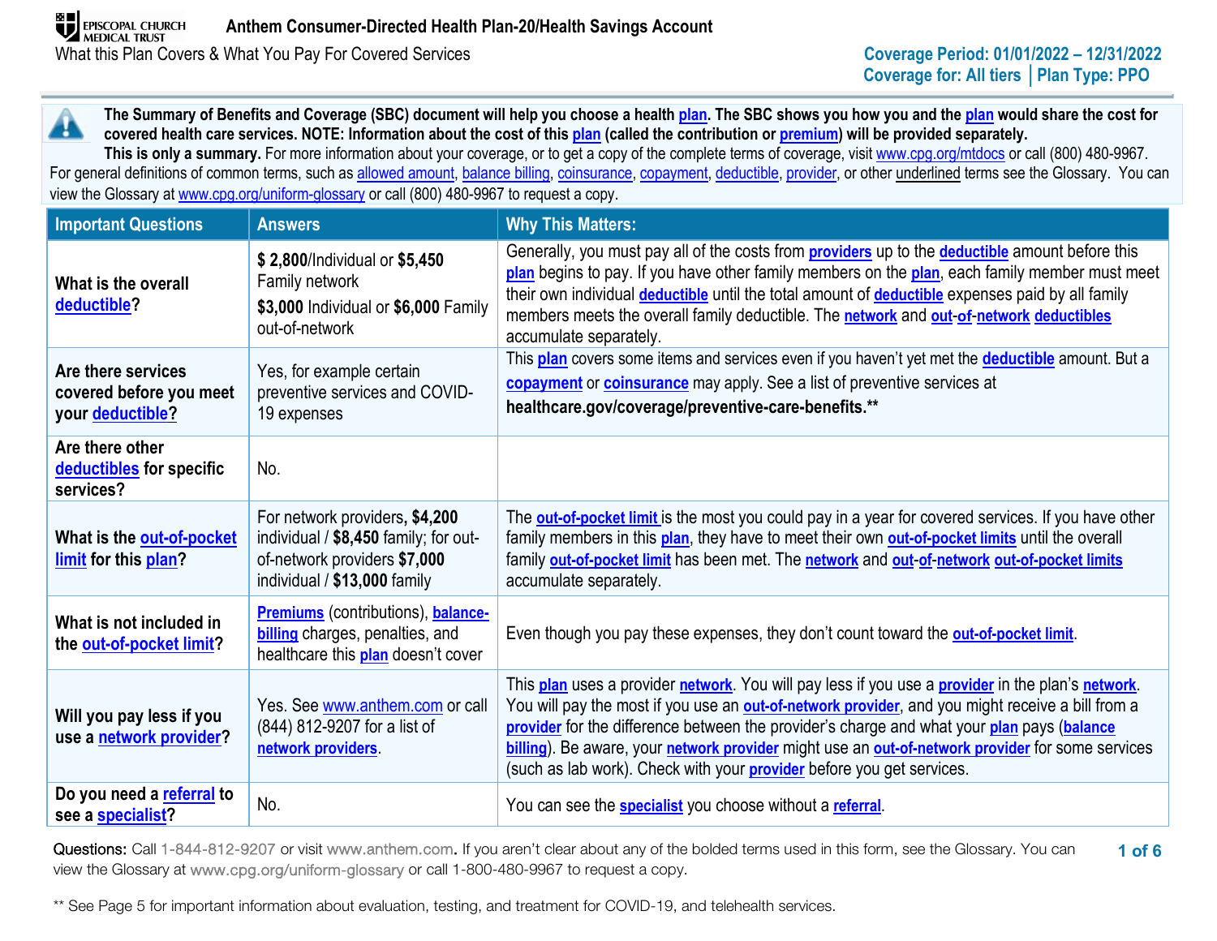**Anthem Consumer-Directed Health Plan-20/Health Savings Account**

What this Plan Covers & What You Pay For Covered Services

**Coverage Period: 01/01/2022 – 12/31/2022**
**Coverage for: All tiers | Plan Type: PPO**

**The Summary of Benefits and Coverage (SBC) document will help you choose a health plan. The SBC shows you how you and the plan would share the cost for covered health care services. NOTE: Information about the cost of this plan (called the contribution or premium) will be provided separately.**
**This is only a summary.** For more information about your coverage, or to get a copy of the complete terms of coverage, visit www.cpg.org/mtdocs or call (800) 480-9967. For general definitions of common terms, such as allowed amount, balance billing, coinsurance, copayment, deductible, provider, or other underlined terms see the Glossary. You can view the Glossary at www.cpg.org/uniform-glossary or call (800) 480-9967 to request a copy.

| Important Questions | Answers | Why This Matters: |
|---|---|---|
| What is the overall deductible? | **$ 2,800**/Individual or **$5,450** Family network<br>**$3,000** Individual or **$6,000** Family out-of-network | Generally, you must pay all of the costs from **providers** up to the **deductible** amount before this **plan** begins to pay. If you have other family members on the **plan**, each family member must meet their own individual **deductible** until the total amount of **deductible** expenses paid by all family members meets the overall family deductible. The **network** and **out-of-network deductibles** accumulate separately. |
| Are there services covered before you meet your deductible? | Yes, for example certain preventive services and COVID-19 expenses | This **plan** covers some items and services even if you haven't yet met the **deductible** amount. But a **copayment** or **coinsurance** may apply. See a list of preventive services at **healthcare.gov/coverage/preventive-care-benefits.\*\*** |
| Are there other deductibles for specific services? | No. | |
| What is the out-of-pocket limit for this plan? | For network providers, **$4,200** individual / **$8,450** family; for out-of-network providers **$7,000** individual / **$13,000** family | The **out-of-pocket limit** is the most you could pay in a year for covered services. If you have other family members in this **plan**, they have to meet their own **out-of-pocket limits** until the overall family **out-of-pocket limit** has been met. The **network** and **out-of-network out-of-pocket limits** accumulate separately. |
| What is not included in the out-of-pocket limit? | **Premiums** (contributions), **balance-billing** charges, penalties, and healthcare this **plan** doesn't cover | Even though you pay these expenses, they don't count toward the **out-of-pocket limit**. |
| Will you pay less if you use a network provider? | Yes. See www.anthem.com or call (844) 812-9207 for a list of **network providers**. | This **plan** uses a provider **network**. You will pay less if you use a **provider** in the plan's **network**. You will pay the most if you use an **out-of-network provider**, and you might receive a bill from a **provider** for the difference between the provider's charge and what your **plan** pays (**balance billing**). Be aware, your **network provider** might use an **out-of-network provider** for some services (such as lab work). Check with your **provider** before you get services. |
| Do you need a referral to see a specialist? | No. | You can see the **specialist** you choose without a **referral**. |

Questions: Call 1-844-812-9207 or visit www.anthem.com. If you aren't clear about any of the bolded terms used in this form, see the Glossary. You can view the Glossary at www.cpg.org/uniform-glossary or call 1-800-480-9967 to request a copy.

\*\* See Page 5 for important information about evaluation, testing, and treatment for COVID-19, and telehealth services.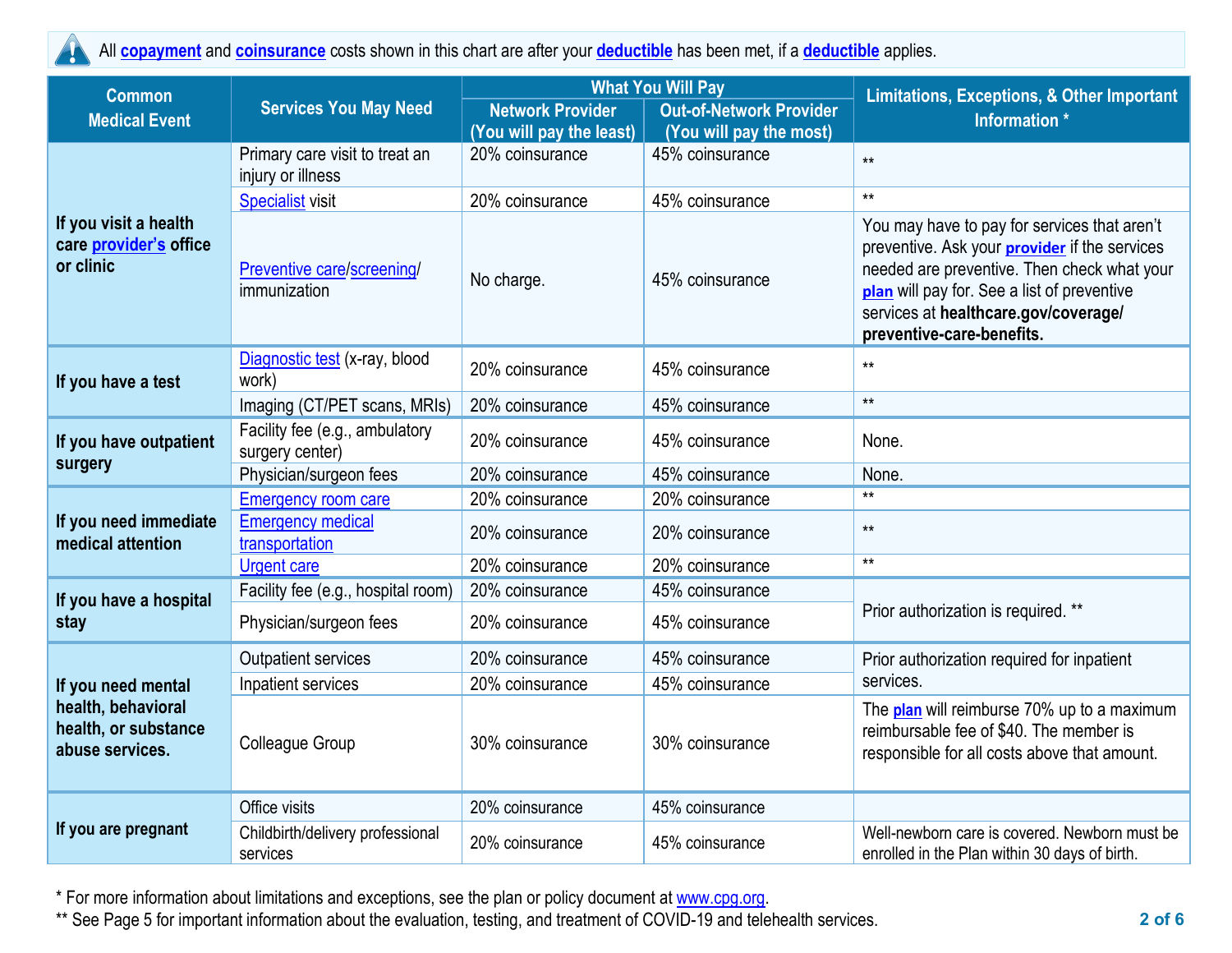All **copayment** and **coinsurance** costs shown in this chart are after your **deductible** has been met, if a **deductible** applies.

| Common Medical Event | Services You May Need | What You Will Pay | | Limitations, Exceptions, & Other Important Information * |
|---|---|---|---|---|
| | | Network Provider (You will pay the least) | Out-of-Network Provider (You will pay the most) | |
| If you visit a health care provider's office or clinic | Primary care visit to treat an injury or illness | 20% coinsurance | 45% coinsurance | ** |
| | Specialist visit | 20% coinsurance | 45% coinsurance | ** |
| | Preventive care/screening/ immunization | No charge. | 45% coinsurance | You may have to pay for services that aren't preventive. Ask your **provider** if the services needed are preventive. Then check what your **plan** will pay for. See a list of preventive services at **healthcare.gov/coverage/ preventive-care-benefits.** |
| If you have a test | Diagnostic test (x-ray, blood work) | 20% coinsurance | 45% coinsurance | ** |
| | Imaging (CT/PET scans, MRIs) | 20% coinsurance | 45% coinsurance | ** |
| If you have outpatient surgery | Facility fee (e.g., ambulatory surgery center) | 20% coinsurance | 45% coinsurance | None. |
| | Physician/surgeon fees | 20% coinsurance | 45% coinsurance | None. |
| If you need immediate medical attention | Emergency room care | 20% coinsurance | 20% coinsurance | ** |
| | Emergency medical transportation | 20% coinsurance | 20% coinsurance | ** |
| | Urgent care | 20% coinsurance | 20% coinsurance | ** |
| If you have a hospital stay | Facility fee (e.g., hospital room) | 20% coinsurance | 45% coinsurance | Prior authorization is required. ** |
| | Physician/surgeon fees | 20% coinsurance | 45% coinsurance | |
| If you need mental health, behavioral health, or substance abuse services. | Outpatient services | 20% coinsurance | 45% coinsurance | Prior authorization required for inpatient services. |
| | Inpatient services | 20% coinsurance | 45% coinsurance | |
| | Colleague Group | 30% coinsurance | 30% coinsurance | The **plan** will reimburse 70% up to a maximum reimbursable fee of $40. The member is responsible for all costs above that amount. |
| If you are pregnant | Office visits | 20% coinsurance | 45% coinsurance | |
| | Childbirth/delivery professional services | 20% coinsurance | 45% coinsurance | Well-newborn care is covered. Newborn must be enrolled in the Plan within 30 days of birth. |

* For more information about limitations and exceptions, see the plan or policy document at www.cpg.org.

** See Page 5 for important information about the evaluation, testing, and treatment of COVID-19 and telehealth services.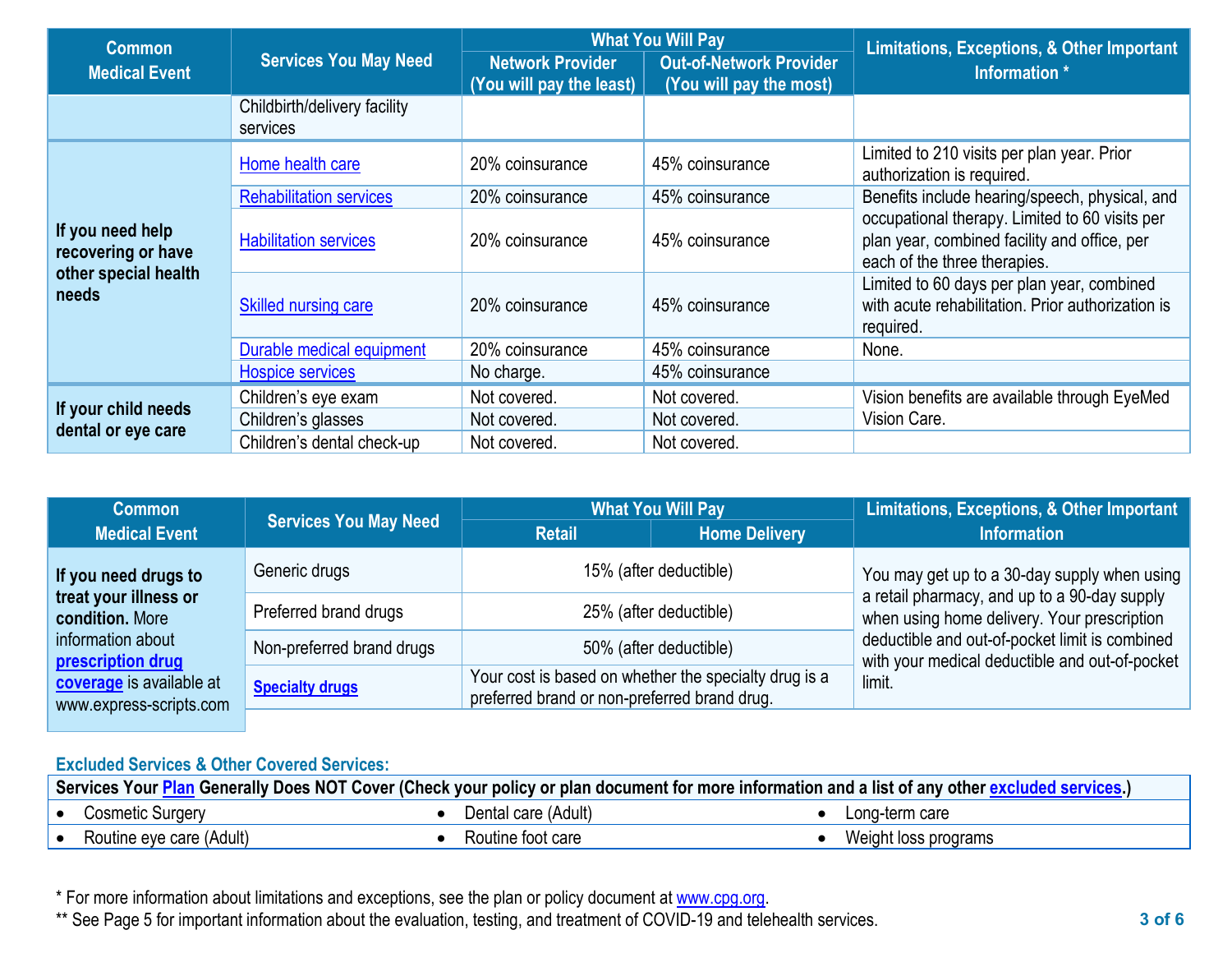| Common Medical Event | Services You May Need | What You Will Pay | | Limitations, Exceptions, & Other Important Information * |
|---|---|---|---|---|
| | | Network Provider (You will pay the least) | Out-of-Network Provider (You will pay the most) | |
| | Childbirth/delivery facility services | | | |
| If you need help recovering or have other special health needs | Home health care | 20% coinsurance | 45% coinsurance | Limited to 210 visits per plan year. Prior authorization is required. |
| | Rehabilitation services | 20% coinsurance | 45% coinsurance | Benefits include hearing/speech, physical, and occupational therapy. Limited to 60 visits per plan year, combined facility and office, per each of the three therapies. |
| | Habilitation services | 20% coinsurance | 45% coinsurance | |
| | Skilled nursing care | 20% coinsurance | 45% coinsurance | Limited to 60 days per plan year, combined with acute rehabilitation. Prior authorization is required. |
| | Durable medical equipment | 20% coinsurance | 45% coinsurance | None. |
| | Hospice services | No charge. | 45% coinsurance | |
| If your child needs dental or eye care | Children's eye exam | Not covered. | Not covered. | Vision benefits are available through EyeMed Vision Care. |
| | Children's glasses | Not covered. | Not covered. | |
| | Children's dental check-up | Not covered. | Not covered. | |

| Common Medical Event | Services You May Need | What You Will Pay | | Limitations, Exceptions, & Other Important Information |
|---|---|---|---|---|
| | | Retail | Home Delivery | |
| **If you need drugs to treat your illness or condition.** More information about **prescription drug coverage** is available at www.express-scripts.com | Generic drugs | 15% (after deductible) | | You may get up to a 30-day supply when using a retail pharmacy, and up to a 90-day supply when using home delivery. Your prescription deductible and out-of-pocket limit is combined with your medical deductible and out-of-pocket limit. |
| | Preferred brand drugs | 25% (after deductible) | | |
| | Non-preferred brand drugs | 50% (after deductible) | | |
| | **Specialty drugs** | Your cost is based on whether the specialty drug is a preferred brand or non-preferred brand drug. | | |

## Excluded Services & Other Covered Services:

**Services Your Plan Generally Does NOT Cover (Check your policy or plan document for more information and a list of any other excluded services.)**

- Cosmetic Surgery
- Dental care (Adult)
- Long-term care
- Routine eye care (Adult)
- Routine foot care
- Weight loss programs

* For more information about limitations and exceptions, see the plan or policy document at www.cpg.org.

** See Page 5 for important information about the evaluation, testing, and treatment of COVID-19 and telehealth services.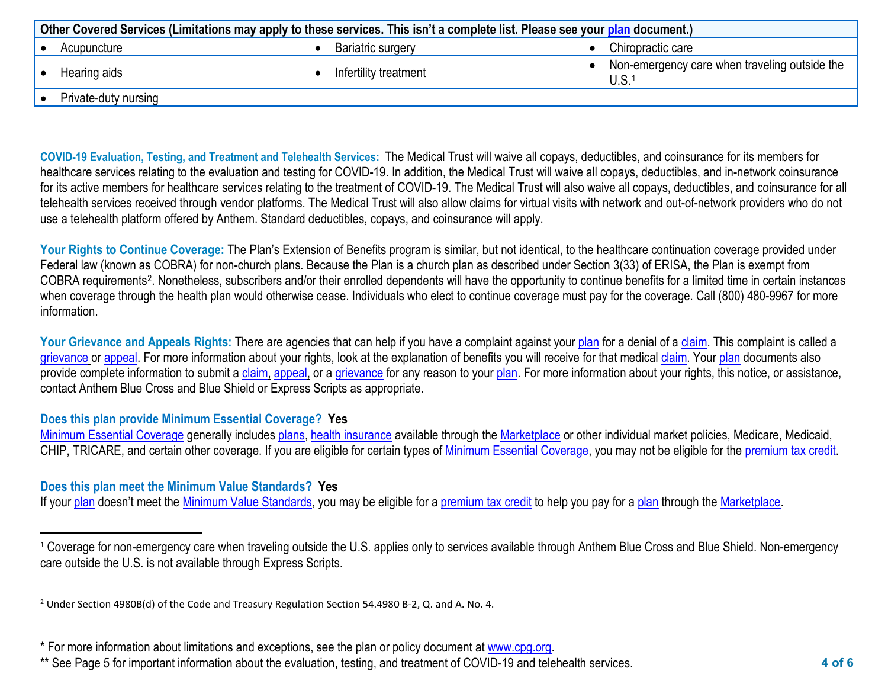| Other Covered Services (Limitations may apply to these services. This isn't a complete list. Please see your plan document.) | | |
|---|---|---|
| • Acupuncture | • Bariatric surgery | • Chiropractic care |
| • Hearing aids | • Infertility treatment | • Non-emergency care when traveling outside the U.S.[1] |
| • Private-duty nursing | | |

**COVID-19 Evaluation, Testing, and Treatment and Telehealth Services:** The Medical Trust will waive all copays, deductibles, and coinsurance for its members for healthcare services relating to the evaluation and testing for COVID-19. In addition, the Medical Trust will waive all copays, deductibles, and in-network coinsurance for its active members for healthcare services relating to the treatment of COVID-19. The Medical Trust will also waive all copays, deductibles, and coinsurance for all telehealth services received through vendor platforms. The Medical Trust will also allow claims for virtual visits with network and out-of-network providers who do not use a telehealth platform offered by Anthem. Standard deductibles, copays, and coinsurance will apply.

**Your Rights to Continue Coverage:** The Plan's Extension of Benefits program is similar, but not identical, to the healthcare continuation coverage provided under Federal law (known as COBRA) for non-church plans. Because the Plan is a church plan as described under Section 3(33) of ERISA, the Plan is exempt from COBRA requirements[2]. Nonetheless, subscribers and/or their enrolled dependents will have the opportunity to continue benefits for a limited time in certain instances when coverage through the health plan would otherwise cease. Individuals who elect to continue coverage must pay for the coverage. Call (800) 480-9967 for more information.

**Your Grievance and Appeals Rights:** There are agencies that can help if you have a complaint against your plan for a denial of a claim. This complaint is called a grievance or appeal. For more information about your rights, look at the explanation of benefits you will receive for that medical claim. Your plan documents also provide complete information to submit a claim, appeal, or a grievance for any reason to your plan. For more information about your rights, this notice, or assistance, contact Anthem Blue Cross and Blue Shield or Express Scripts as appropriate.

**Does this plan provide Minimum Essential Coverage? Yes**

Minimum Essential Coverage generally includes plans, health insurance available through the Marketplace or other individual market policies, Medicare, Medicaid, CHIP, TRICARE, and certain other coverage. If you are eligible for certain types of Minimum Essential Coverage, you may not be eligible for the premium tax credit.

**Does this plan meet the Minimum Value Standards? Yes**

If your plan doesn't meet the Minimum Value Standards, you may be eligible for a premium tax credit to help you pay for a plan through the Marketplace.

---

[1] Coverage for non-emergency care when traveling outside the U.S. applies only to services available through Anthem Blue Cross and Blue Shield. Non-emergency care outside the U.S. is not available through Express Scripts.

[2] Under Section 4980B(d) of the Code and Treasury Regulation Section 54.4980 B-2, Q. and A. No. 4.

\* For more information about limitations and exceptions, see the plan or policy document at www.cpg.org.

\*\* See Page 5 for important information about the evaluation, testing, and treatment of COVID-19 and telehealth services.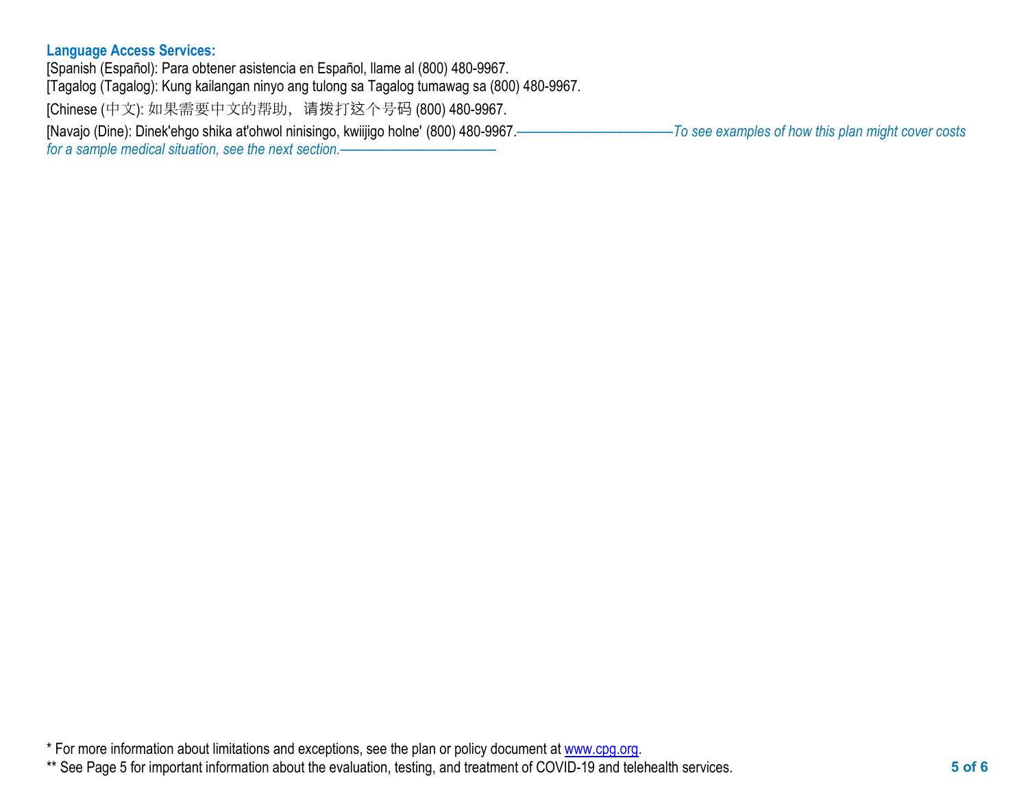**Language Access Services:**

[Spanish (Español): Para obtener asistencia en Español, llame al (800) 480-9967.

[Tagalog (Tagalog): Kung kailangan ninyo ang tulong sa Tagalog tumawag sa (800) 480-9967.

[Chinese (中文): 如果需要中文的帮助，请拨打这个号码 (800) 480-9967.

[Navajo (Dine): Dinek'ehgo shika at'ohwol ninisingo, kwiijigo holne' (800) 480-9967.

*——————————To see examples of how this plan might cover costs for a sample medical situation, see the next section.——————————*

* For more information about limitations and exceptions, see the plan or policy document at www.cpg.org.

** See Page 5 for important information about the evaluation, testing, and treatment of COVID-19 and telehealth services.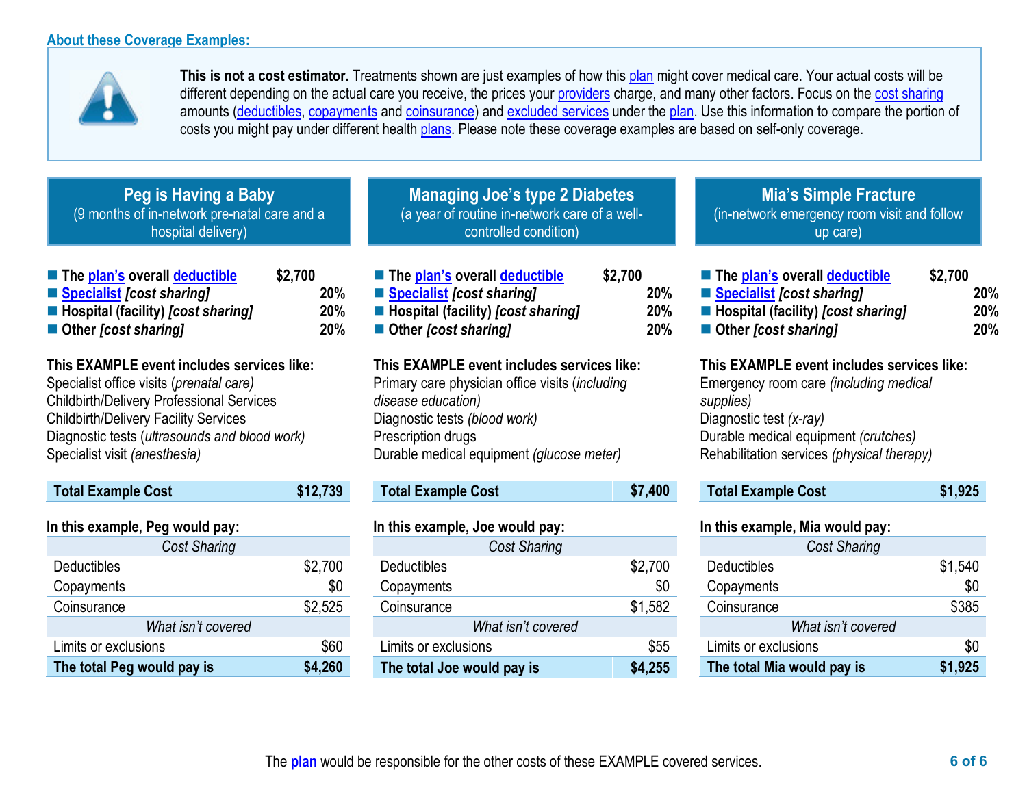## About these Coverage Examples:

**This is not a cost estimator.** Treatments shown are just examples of how this plan might cover medical care. Your actual costs will be different depending on the actual care you receive, the prices your providers charge, and many other factors. Focus on the cost sharing amounts (deductibles, copayments and coinsurance) and excluded services under the plan. Use this information to compare the portion of costs you might pay under different health plans. Please note these coverage examples are based on self-only coverage.

### Peg is Having a Baby
(9 months of in-network pre-natal care and a hospital delivery)

- **The plan's overall deductible** **$2,700**
- **Specialist *[cost sharing]*** **20%**
- **Hospital (facility) *[cost sharing]*** **20%**
- **Other *[cost sharing]*** **20%**

**This EXAMPLE event includes services like:**
Specialist office visits (*prenatal care)*
Childbirth/Delivery Professional Services
Childbirth/Delivery Facility Services
Diagnostic tests (*ultrasounds and blood work)*
Specialist visit *(anesthesia)*

| **Total Example Cost** | **$12,739** |
|---|---|

**In this example, Peg would pay:**

| *Cost Sharing* | |
|---|---|
| Deductibles | $2,700 |
| Copayments | $0 |
| Coinsurance | $2,525 |
| *What isn't covered* | |
| Limits or exclusions | $60 |
| **The total Peg would pay is** | **$4,260** |

### Managing Joe's type 2 Diabetes
(a year of routine in-network care of a well-controlled condition)

- **The plan's overall deductible** **$2,700**
- **Specialist *[cost sharing]*** **20%**
- **Hospital (facility) *[cost sharing]*** **20%**
- **Other *[cost sharing]*** **20%**

**This EXAMPLE event includes services like:**
Primary care physician office visits (*including disease education)*
Diagnostic tests *(blood work)*
Prescription drugs
Durable medical equipment *(glucose meter)*

| **Total Example Cost** | **$7,400** |
|---|---|

**In this example, Joe would pay:**

| *Cost Sharing* | |
|---|---|
| Deductibles | $2,700 |
| Copayments | $0 |
| Coinsurance | $1,582 |
| *What isn't covered* | |
| Limits or exclusions | $55 |
| **The total Joe would pay is** | **$4,255** |

### Mia's Simple Fracture
(in-network emergency room visit and follow up care)

- **The plan's overall deductible** **$2,700**
- **Specialist *[cost sharing]*** **20%**
- **Hospital (facility) *[cost sharing]*** **20%**
- **Other *[cost sharing]*** **20%**

**This EXAMPLE event includes services like:**
Emergency room care *(including medical supplies)*
Diagnostic test *(x-ray)*
Durable medical equipment *(crutches)*
Rehabilitation services *(physical therapy)*

| **Total Example Cost** | **$1,925** |
|---|---|

**In this example, Mia would pay:**

| *Cost Sharing* | |
|---|---|
| Deductibles | $1,540 |
| Copayments | $0 |
| Coinsurance | $385 |
| *What isn't covered* | |
| Limits or exclusions | $0 |
| **The total Mia would pay is** | **$1,925** |

The plan would be responsible for the other costs of these EXAMPLE covered services.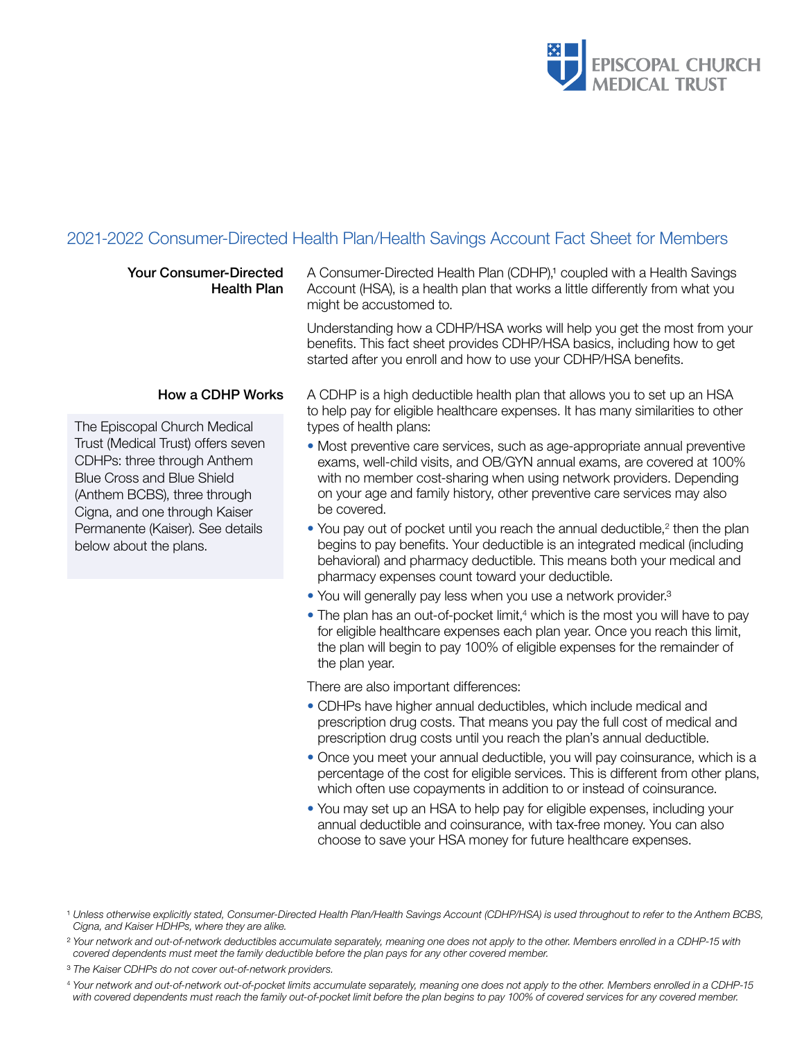## 2021-2022 Consumer-Directed Health Plan/Health Savings Account Fact Sheet for Members

### Your Consumer-Directed Health Plan

A Consumer-Directed Health Plan (CDHP),[1] coupled with a Health Savings Account (HSA), is a health plan that works a little differently from what you might be accustomed to.

Understanding how a CDHP/HSA works will help you get the most from your benefits. This fact sheet provides CDHP/HSA basics, including how to get started after you enroll and how to use your CDHP/HSA benefits.

### How a CDHP Works

The Episcopal Church Medical Trust (Medical Trust) offers seven CDHPs: three through Anthem Blue Cross and Blue Shield (Anthem BCBS), three through Cigna, and one through Kaiser Permanente (Kaiser). See details below about the plans.

A CDHP is a high deductible health plan that allows you to set up an HSA to help pay for eligible healthcare expenses. It has many similarities to other types of health plans:

- Most preventive care services, such as age-appropriate annual preventive exams, well-child visits, and OB/GYN annual exams, are covered at 100% with no member cost-sharing when using network providers. Depending on your age and family history, other preventive care services may also be covered.
- You pay out of pocket until you reach the annual deductible,[2] then the plan begins to pay benefits. Your deductible is an integrated medical (including behavioral) and pharmacy deductible. This means both your medical and pharmacy expenses count toward your deductible.
- You will generally pay less when you use a network provider.[3]
- The plan has an out-of-pocket limit,[4] which is the most you will have to pay for eligible healthcare expenses each plan year. Once you reach this limit, the plan will begin to pay 100% of eligible expenses for the remainder of the plan year.

There are also important differences:

- CDHPs have higher annual deductibles, which include medical and prescription drug costs. That means you pay the full cost of medical and prescription drug costs until you reach the plan's annual deductible.
- Once you meet your annual deductible, you will pay coinsurance, which is a percentage of the cost for eligible services. This is different from other plans, which often use copayments in addition to or instead of coinsurance.
- You may set up an HSA to help pay for eligible expenses, including your annual deductible and coinsurance, with tax-free money. You can also choose to save your HSA money for future healthcare expenses.

---

[1] *Unless otherwise explicitly stated, Consumer-Directed Health Plan/Health Savings Account (CDHP/HSA) is used throughout to refer to the Anthem BCBS, Cigna, and Kaiser HDHPs, where they are alike.*

[2] *Your network and out-of-network deductibles accumulate separately, meaning one does not apply to the other. Members enrolled in a CDHP-15 with covered dependents must meet the family deductible before the plan pays for any other covered member.*

[3] *The Kaiser CDHPs do not cover out-of-network providers.*

[4] *Your network and out-of-network out-of-pocket limits accumulate separately, meaning one does not apply to the other. Members enrolled in a CDHP-15 with covered dependents must reach the family out-of-pocket limit before the plan begins to pay 100% of covered services for any covered member.*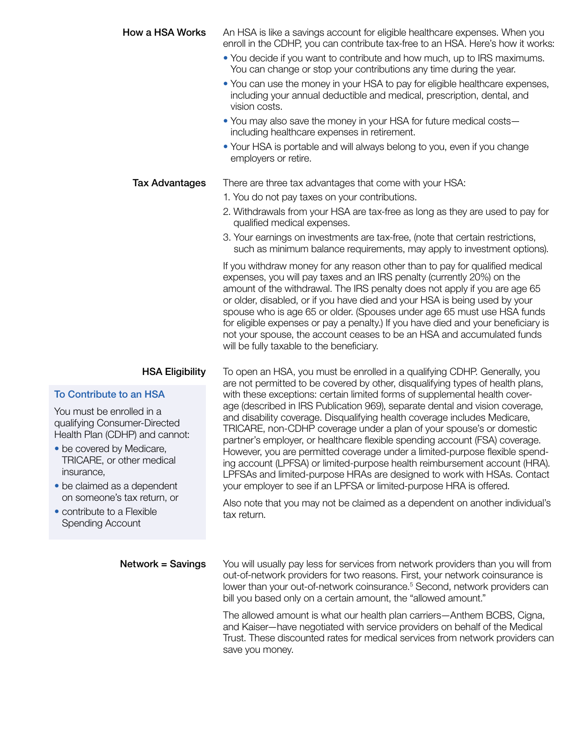## How a HSA Works

An HSA is like a savings account for eligible healthcare expenses. When you enroll in the CDHP, you can contribute tax-free to an HSA. Here's how it works:

- You decide if you want to contribute and how much, up to IRS maximums. You can change or stop your contributions any time during the year.
- You can use the money in your HSA to pay for eligible healthcare expenses, including your annual deductible and medical, prescription, dental, and vision costs.
- You may also save the money in your HSA for future medical costs—including healthcare expenses in retirement.
- Your HSA is portable and will always belong to you, even if you change employers or retire.

## Tax Advantages

There are three tax advantages that come with your HSA:

1. You do not pay taxes on your contributions.
2. Withdrawals from your HSA are tax-free as long as they are used to pay for qualified medical expenses.
3. Your earnings on investments are tax-free, (note that certain restrictions, such as minimum balance requirements, may apply to investment options).

If you withdraw money for any reason other than to pay for qualified medical expenses, you will pay taxes and an IRS penalty (currently 20%) on the amount of the withdrawal. The IRS penalty does not apply if you are age 65 or older, disabled, or if you have died and your HSA is being used by your spouse who is age 65 or older. (Spouses under age 65 must use HSA funds for eligible expenses or pay a penalty.) If you have died and your beneficiary is not your spouse, the account ceases to be an HSA and accumulated funds will be fully taxable to the beneficiary.

## HSA Eligibility

To open an HSA, you must be enrolled in a qualifying CDHP. Generally, you are not permitted to be covered by other, disqualifying types of health plans, with these exceptions: certain limited forms of supplemental health coverage (described in IRS Publication 969), separate dental and vision coverage, and disability coverage. Disqualifying health coverage includes Medicare, TRICARE, non-CDHP coverage under a plan of your spouse's or domestic partner's employer, or healthcare flexible spending account (FSA) coverage. However, you are permitted coverage under a limited-purpose flexible spending account (LPFSA) or limited-purpose health reimbursement account (HRA). LPFSAs and limited-purpose HRAs are designed to work with HSAs. Contact your employer to see if an LPFSA or limited-purpose HRA is offered.

Also note that you may not be claimed as a dependent on another individual's tax return.

### To Contribute to an HSA

You must be enrolled in a qualifying Consumer-Directed Health Plan (CDHP) and cannot:

- be covered by Medicare, TRICARE, or other medical insurance,
- be claimed as a dependent on someone's tax return, or
- contribute to a Flexible Spending Account

## Network = Savings

You will usually pay less for services from network providers than you will from out-of-network providers for two reasons. First, your network coinsurance is lower than your out-of-network coinsurance.[5] Second, network providers can bill you based only on a certain amount, the "allowed amount."

The allowed amount is what our health plan carriers—Anthem BCBS, Cigna, and Kaiser—have negotiated with service providers on behalf of the Medical Trust. These discounted rates for medical services from network providers can save you money.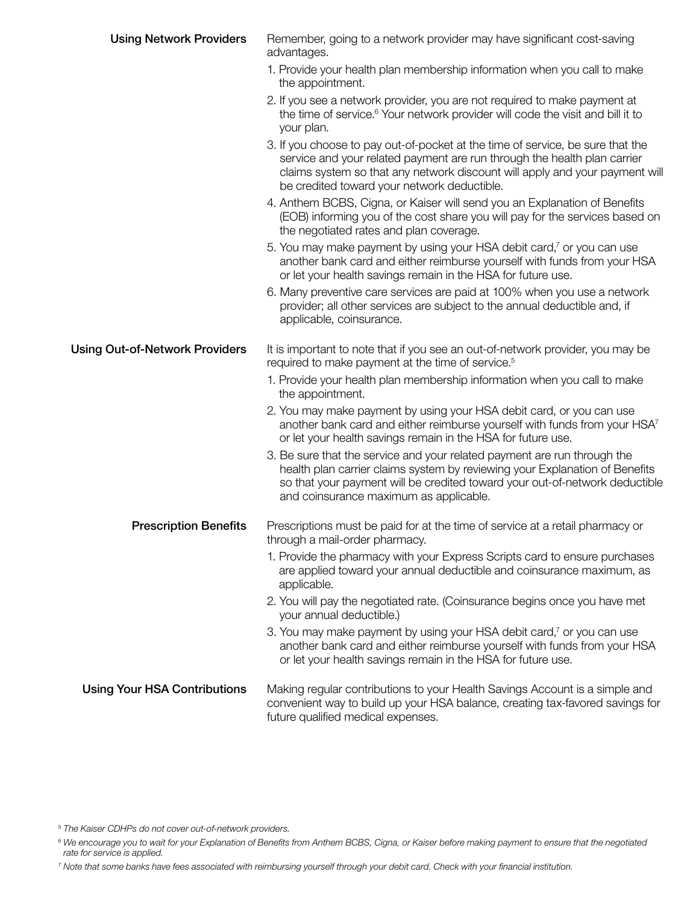### Using Network Providers

Remember, going to a network provider may have significant cost-saving advantages.

1. Provide your health plan membership information when you call to make the appointment.
2. If you see a network provider, you are not required to make payment at the time of service.[6] Your network provider will code the visit and bill it to your plan.
3. If you choose to pay out-of-pocket at the time of service, be sure that the service and your related payment are run through the health plan carrier claims system so that any network discount will apply and your payment will be credited toward your network deductible.
4. Anthem BCBS, Cigna, or Kaiser will send you an Explanation of Benefits (EOB) informing you of the cost share you will pay for the services based on the negotiated rates and plan coverage.
5. You may make payment by using your HSA debit card,[7] or you can use another bank card and either reimburse yourself with funds from your HSA or let your health savings remain in the HSA for future use.
6. Many preventive care services are paid at 100% when you use a network provider; all other services are subject to the annual deductible and, if applicable, coinsurance.

### Using Out-of-Network Providers

It is important to note that if you see an out-of-network provider, you may be required to make payment at the time of service.[5]

1. Provide your health plan membership information when you call to make the appointment.
2. You may make payment by using your HSA debit card, or you can use another bank card and either reimburse yourself with funds from your HSA[7] or let your health savings remain in the HSA for future use.
3. Be sure that the service and your related payment are run through the health plan carrier claims system by reviewing your Explanation of Benefits so that your payment will be credited toward your out-of-network deductible and coinsurance maximum as applicable.

### Prescription Benefits

Prescriptions must be paid for at the time of service at a retail pharmacy or through a mail-order pharmacy.

1. Provide the pharmacy with your Express Scripts card to ensure purchases are applied toward your annual deductible and coinsurance maximum, as applicable.
2. You will pay the negotiated rate. (Coinsurance begins once you have met your annual deductible.)
3. You may make payment by using your HSA debit card,[7] or you can use another bank card and either reimburse yourself with funds from your HSA or let your health savings remain in the HSA for future use.

### Using Your HSA Contributions

Making regular contributions to your Health Savings Account is a simple and convenient way to build up your HSA balance, creating tax-favored savings for future qualified medical expenses.

---

[5] *The Kaiser CDHPs do not cover out-of-network providers.*

[6] *We encourage you to wait for your Explanation of Benefits from Anthem BCBS, Cigna, or Kaiser before making payment to ensure that the negotiated rate for service is applied.*

[7] *Note that some banks have fees associated with reimbursing yourself through your debit card. Check with your financial institution.*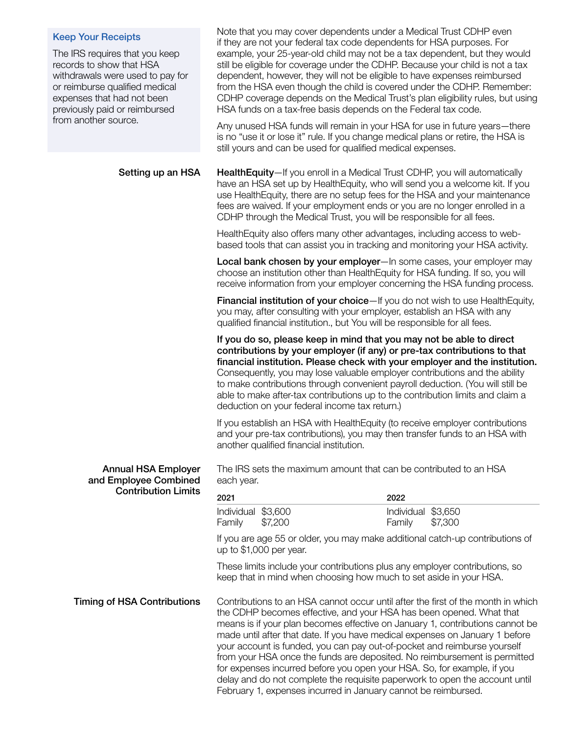### Keep Your Receipts

The IRS requires that you keep records to show that HSA withdrawals were used to pay for or reimburse qualified medical expenses that had not been previously paid or reimbursed from another source.

Note that you may cover dependents under a Medical Trust CDHP even if they are not your federal tax code dependents for HSA purposes. For example, your 25-year-old child may not be a tax dependent, but they would still be eligible for coverage under the CDHP. Because your child is not a tax dependent, however, they will not be eligible to have expenses reimbursed from the HSA even though the child is covered under the CDHP. Remember: CDHP coverage depends on the Medical Trust's plan eligibility rules, but using HSA funds on a tax-free basis depends on the Federal tax code.

Any unused HSA funds will remain in your HSA for use in future years—there is no "use it or lose it" rule. If you change medical plans or retire, the HSA is still yours and can be used for qualified medical expenses.

### Setting up an HSA

**HealthEquity**—If you enroll in a Medical Trust CDHP, you will automatically have an HSA set up by HealthEquity, who will send you a welcome kit. If you use HealthEquity, there are no setup fees for the HSA and your maintenance fees are waived. If your employment ends or you are no longer enrolled in a CDHP through the Medical Trust, you will be responsible for all fees.

HealthEquity also offers many other advantages, including access to web-based tools that can assist you in tracking and monitoring your HSA activity.

**Local bank chosen by your employer**—In some cases, your employer may choose an institution other than HealthEquity for HSA funding. If so, you will receive information from your employer concerning the HSA funding process.

**Financial institution of your choice**—If you do not wish to use HealthEquity, you may, after consulting with your employer, establish an HSA with any qualified financial institution., but You will be responsible for all fees.

**If you do so, please keep in mind that you may not be able to direct contributions by your employer (if any) or pre-tax contributions to that financial institution. Please check with your employer and the institution.** Consequently, you may lose valuable employer contributions and the ability to make contributions through convenient payroll deduction. (You will still be able to make after-tax contributions up to the contribution limits and claim a deduction on your federal income tax return.)

If you establish an HSA with HealthEquity (to receive employer contributions and your pre-tax contributions), you may then transfer funds to an HSA with another qualified financial institution.

### Annual HSA Employer and Employee Combined Contribution Limits

The IRS sets the maximum amount that can be contributed to an HSA each year.

| 2021 | | 2022 | |
|---|---|---|---|
| Individual | $3,600 | Individual | $3,650 |
| Family | $7,200 | Family | $7,300 |

If you are age 55 or older, you may make additional catch-up contributions of up to $1,000 per year.

These limits include your contributions plus any employer contributions, so keep that in mind when choosing how much to set aside in your HSA.

### Timing of HSA Contributions

Contributions to an HSA cannot occur until after the first of the month in which the CDHP becomes effective, and your HSA has been opened. What that means is if your plan becomes effective on January 1, contributions cannot be made until after that date. If you have medical expenses on January 1 before your account is funded, you can pay out-of-pocket and reimburse yourself from your HSA once the funds are deposited. No reimbursement is permitted for expenses incurred before you open your HSA. So, for example, if you delay and do not complete the requisite paperwork to open the account until February 1, expenses incurred in January cannot be reimbursed.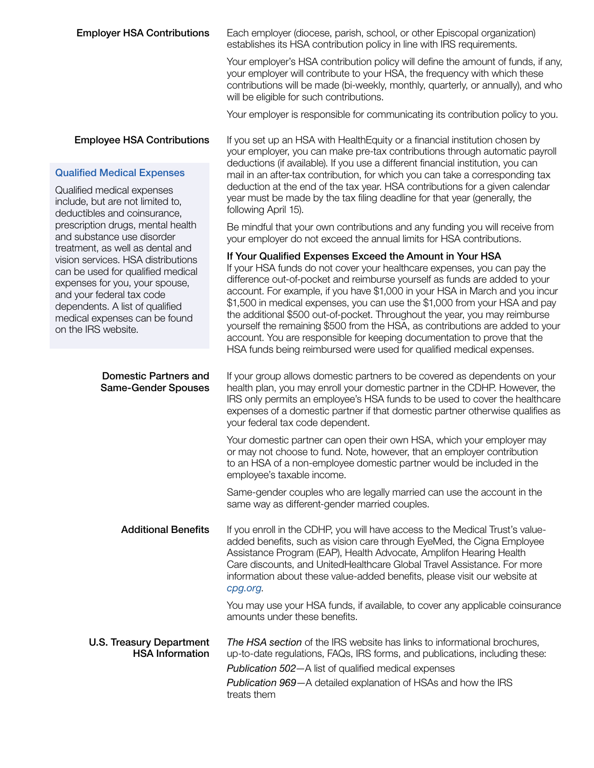## Employer HSA Contributions

Each employer (diocese, parish, school, or other Episcopal organization) establishes its HSA contribution policy in line with IRS requirements.

Your employer's HSA contribution policy will define the amount of funds, if any, your employer will contribute to your HSA, the frequency with which these contributions will be made (bi-weekly, monthly, quarterly, or annually), and who will be eligible for such contributions.

Your employer is responsible for communicating its contribution policy to you.

## Employee HSA Contributions

If you set up an HSA with HealthEquity or a financial institution chosen by your employer, you can make pre-tax contributions through automatic payroll deductions (if available). If you use a different financial institution, you can mail in an after-tax contribution, for which you can take a corresponding tax deduction at the end of the tax year. HSA contributions for a given calendar year must be made by the tax filing deadline for that year (generally, the following April 15).

Be mindful that your own contributions and any funding you will receive from your employer do not exceed the annual limits for HSA contributions.

### Qualified Medical Expenses

Qualified medical expenses include, but are not limited to, deductibles and coinsurance, prescription drugs, mental health and substance use disorder treatment, as well as dental and vision services. HSA distributions can be used for qualified medical expenses for you, your spouse, and your federal tax code dependents. A list of qualified medical expenses can be found on the IRS website.

### If Your Qualified Expenses Exceed the Amount in Your HSA

If your HSA funds do not cover your healthcare expenses, you can pay the difference out-of-pocket and reimburse yourself as funds are added to your account. For example, if you have $1,000 in your HSA in March and you incur $1,500 in medical expenses, you can use the $1,000 from your HSA and pay the additional $500 out-of-pocket. Throughout the year, you may reimburse yourself the remaining $500 from the HSA, as contributions are added to your account. You are responsible for keeping documentation to prove that the HSA funds being reimbursed were used for qualified medical expenses.

## Domestic Partners and Same-Gender Spouses

If your group allows domestic partners to be covered as dependents on your health plan, you may enroll your domestic partner in the CDHP. However, the IRS only permits an employee's HSA funds to be used to cover the healthcare expenses of a domestic partner if that domestic partner otherwise qualifies as your federal tax code dependent.

Your domestic partner can open their own HSA, which your employer may or may not choose to fund. Note, however, that an employer contribution to an HSA of a non-employee domestic partner would be included in the employee's taxable income.

Same-gender couples who are legally married can use the account in the same way as different-gender married couples.

## Additional Benefits

If you enroll in the CDHP, you will have access to the Medical Trust's value-added benefits, such as vision care through EyeMed, the Cigna Employee Assistance Program (EAP), Health Advocate, Amplifon Hearing Health Care discounts, and UnitedHealthcare Global Travel Assistance. For more information about these value-added benefits, please visit our website at *cpg.org*.

You may use your HSA funds, if available, to cover any applicable coinsurance amounts under these benefits.

## U.S. Treasury Department HSA Information

*The HSA section* of the IRS website has links to informational brochures, up-to-date regulations, FAQs, IRS forms, and publications, including these:

*Publication 502*—A list of qualified medical expenses

*Publication 969*—A detailed explanation of HSAs and how the IRS treats them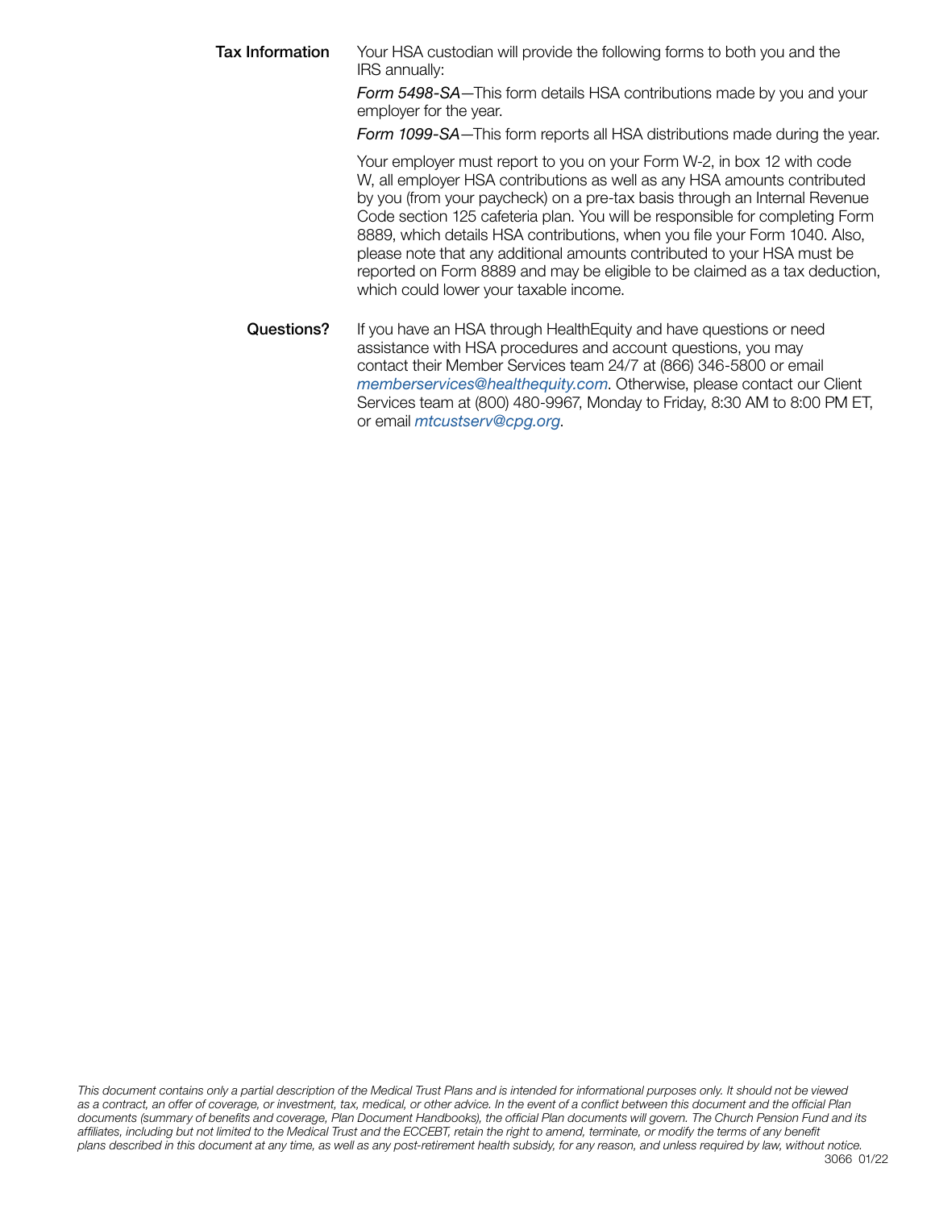**Tax Information**

Your HSA custodian will provide the following forms to both you and the IRS annually:

*Form 5498-SA*—This form details HSA contributions made by you and your employer for the year.

*Form 1099-SA*—This form reports all HSA distributions made during the year.

Your employer must report to you on your Form W-2, in box 12 with code W, all employer HSA contributions as well as any HSA amounts contributed by you (from your paycheck) on a pre-tax basis through an Internal Revenue Code section 125 cafeteria plan. You will be responsible for completing Form 8889, which details HSA contributions, when you file your Form 1040. Also, please note that any additional amounts contributed to your HSA must be reported on Form 8889 and may be eligible to be claimed as a tax deduction, which could lower your taxable income.

**Questions?**

If you have an HSA through HealthEquity and have questions or need assistance with HSA procedures and account questions, you may contact their Member Services team 24/7 at (866) 346-5800 or email *memberservices@healthequity.com*. Otherwise, please contact our Client Services team at (800) 480-9967, Monday to Friday, 8:30 AM to 8:00 PM ET, or email *mtcustserv@cpg.org*.

*This document contains only a partial description of the Medical Trust Plans and is intended for informational purposes only. It should not be viewed as a contract, an offer of coverage, or investment, tax, medical, or other advice. In the event of a conflict between this document and the official Plan documents (summary of benefits and coverage, Plan Document Handbooks), the official Plan documents will govern. The Church Pension Fund and its affiliates, including but not limited to the Medical Trust and the ECCEBT, retain the right to amend, terminate, or modify the terms of any benefit plans described in this document at any time, as well as any post-retirement health subsidy, for any reason, and unless required by law, without notice.*

3066 01/22